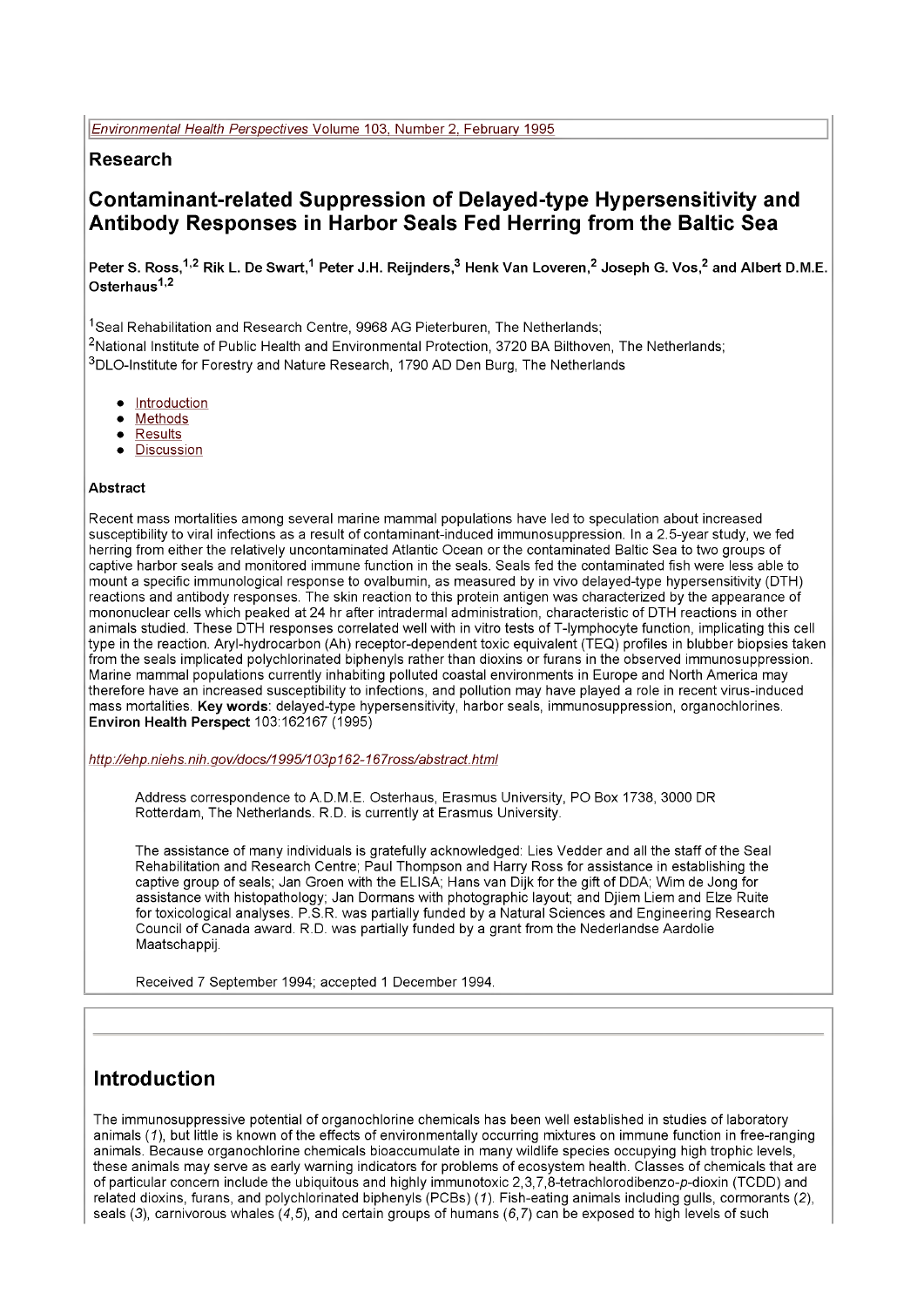*Environmental Health Perspectives* Volume 103, Number 2, February 1995

## Research

# Contaminant-related Suppression of Delayed-type Hypersensitivity and Antibody Responses in Harbor Seals Fed Herring from the Baltic Sea

**Peter S. Ross,[1,2] Rik L. De Swart,[1] Peter J.H. Reijnders,[3] Henk Van Loveren,[2] Joseph G. Vos,[2] and Albert D.M.E. Osterhaus[1,2]**

[1]Seal Rehabilitation and Research Centre, 9968 AG Pieterburen, The Netherlands;
[2]National Institute of Public Health and Environmental Protection, 3720 BA Bilthoven, The Netherlands;
[3]DLO-Institute for Forestry and Nature Research, 1790 AD Den Burg, The Netherlands

- Introduction
- Methods
- Results
- Discussion

### Abstract

Recent mass mortalities among several marine mammal populations have led to speculation about increased susceptibility to viral infections as a result of contaminant-induced immunosuppression. In a 2.5-year study, we fed herring from either the relatively uncontaminated Atlantic Ocean or the contaminated Baltic Sea to two groups of captive harbor seals and monitored immune function in the seals. Seals fed the contaminated fish were less able to mount a specific immunological response to ovalbumin, as measured by in vivo delayed-type hypersensitivity (DTH) reactions and antibody responses. The skin reaction to this protein antigen was characterized by the appearance of mononuclear cells which peaked at 24 hr after intradermal administration, characteristic of DTH reactions in other animals studied. These DTH responses correlated well with in vitro tests of T-lymphocyte function, implicating this cell type in the reaction. Aryl-hydrocarbon (Ah) receptor-dependent toxic equivalent (TEQ) profiles in blubber biopsies taken from the seals implicated polychlorinated biphenyls rather than dioxins or furans in the observed immunosuppression. Marine mammal populations currently inhabiting polluted coastal environments in Europe and North America may therefore have an increased susceptibility to infections, and pollution may have played a role in recent virus-induced mass mortalities. **Key words**: delayed-type hypersensitivity, harbor seals, immunosuppression, organochlorines. **Environ Health Perspect** 103:162167 (1995)

*http://ehp.niehs.nih.gov/docs/1995/103p162-167ross/abstract.html*

Address correspondence to A.D.M.E. Osterhaus, Erasmus University, PO Box 1738, 3000 DR Rotterdam, The Netherlands. R.D. is currently at Erasmus University.

The assistance of many individuals is gratefully acknowledged: Lies Vedder and all the staff of the Seal Rehabilitation and Research Centre; Paul Thompson and Harry Ross for assistance in establishing the captive group of seals; Jan Groen with the ELISA; Hans van Dijk for the gift of DDA; Wim de Jong for assistance with histopathology; Jan Dormans with photographic layout; and Djiem Liem and Elze Ruite for toxicological analyses. P.S.R. was partially funded by a Natural Sciences and Engineering Research Council of Canada award. R.D. was partially funded by a grant from the Nederlandse Aardolie Maatschappij.

Received 7 September 1994; accepted 1 December 1994.

---

## Introduction

The immunosuppressive potential of organochlorine chemicals has been well established in studies of laboratory animals (*1*), but little is known of the effects of environmentally occurring mixtures on immune function in free-ranging animals. Because organochlorine chemicals bioaccumulate in many wildlife species occupying high trophic levels, these animals may serve as early warning indicators for problems of ecosystem health. Classes of chemicals that are of particular concern include the ubiquitous and highly immunotoxic 2,3,7,8-tetrachlorodibenzo-*p*-dioxin (TCDD) and related dioxins, furans, and polychlorinated biphenyls (PCBs) (*1*). Fish-eating animals including gulls, cormorants (*2*), seals (*3*), carnivorous whales (*4*,*5*), and certain groups of humans (*6*,*7*) can be exposed to high levels of such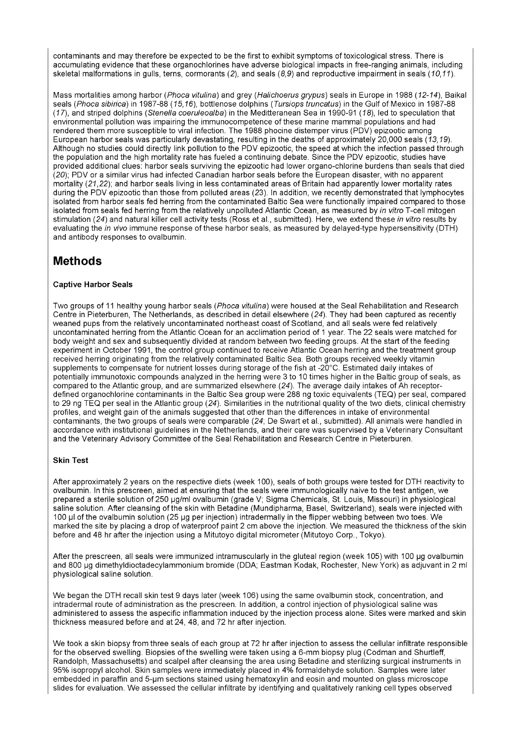contaminants and may therefore be expected to be the first to exhibit symptoms of toxicological stress. There is accumulating evidence that these organochlorines have adverse biological impacts in free-ranging animals, including skeletal malformations in gulls, terns, cormorants (*2*), and seals (*8,9*) and reproductive impairment in seals (*10,11*).

Mass mortalities among harbor (*Phoca vitulina*) and grey (*Halichoerus grypus*) seals in Europe in 1988 (*12-14*), Baikal seals (*Phoca sibirica*) in 1987-88 (*15,16*), bottlenose dolphins (*Tursiops truncatus*) in the Gulf of Mexico in 1987-88 (*17*), and striped dolphins (*Stenella coeruleoalba*) in the Mediterranean Sea in 1990-91 (*18*), led to speculation that environmental pollution was impairing the immunocompetence of these marine mammal populations and had rendered them more susceptible to viral infection. The 1988 phocine distemper virus (PDV) epizootic among European harbor seals was particularly devastating, resulting in the deaths of approximately 20,000 seals (*13,19*). Although no studies could directly link pollution to the PDV epizootic, the speed at which the infection passed through the population and the high mortality rate has fueled a continuing debate. Since the PDV epizootic, studies have provided additional clues: harbor seals surviving the epizootic had lower organo-chlorine burdens than seals that died (*20*); PDV or a similar virus had infected Canadian harbor seals before the European disaster, with no apparent mortality (*21,22*); and harbor seals living in less contaminated areas of Britain had apparently lower mortality rates during the PDV epizootic than those from polluted areas (*23*). In addition, we recently demonstrated that lymphocytes isolated from harbor seals fed herring from the contaminated Baltic Sea were functionally impaired compared to those isolated from seals fed herring from the relatively unpolluted Atlantic Ocean, as measured by *in vitro* T-cell mitogen stimulation (*24*) and natural killer cell activity tests (Ross et al., submitted). Here, we extend these *in vitro* results by evaluating the *in vivo* immune response of these harbor seals, as measured by delayed-type hypersensitivity (DTH) and antibody responses to ovalbumin.

## Methods

### Captive Harbor Seals

Two groups of 11 healthy young harbor seals (*Phoca vitulina*) were housed at the Seal Rehabilitation and Research Centre in Pieterburen, The Netherlands, as described in detail elsewhere (*24*). They had been captured as recently weaned pups from the relatively uncontaminated northeast coast of Scotland, and all seals were fed relatively uncontaminated herring from the Atlantic Ocean for an acclimation period of 1 year. The 22 seals were matched for body weight and sex and subsequently divided at random between two feeding groups. At the start of the feeding experiment in October 1991, the control group continued to receive Atlantic Ocean herring and the treatment group received herring originating from the relatively contaminated Baltic Sea. Both groups received weekly vitamin supplements to compensate for nutrient losses during storage of the fish at -20°C. Estimated daily intakes of potentially immunotoxic compounds analyzed in the herring were 3 to 10 times higher in the Baltic group of seals, as compared to the Atlantic group, and are summarized elsewhere (*24*). The average daily intakes of Ah receptor-defined organochlorine contaminants in the Baltic Sea group were 288 ng toxic equivalents (TEQ) per seal, compared to 29 ng TEQ per seal in the Atlantic group (*24*). Similarities in the nutritional quality of the two diets, clinical chemistry profiles, and weight gain of the animals suggested that other than the differences in intake of environmental contaminants, the two groups of seals were comparable (*24*; De Swart et al., submitted). All animals were handled in accordance with institutional guidelines in the Netherlands, and their care was supervised by a Veterinary Consultant and the Veterinary Advisory Committee of the Seal Rehabilitation and Research Centre in Pieterburen.

### Skin Test

After approximately 2 years on the respective diets (week 100), seals of both groups were tested for DTH reactivity to ovalbumin. In this prescreen, aimed at ensuring that the seals were immunologically naive to the test antigen, we prepared a sterile solution of 250 µg/ml ovalbumin (grade V; Sigma Chemicals, St. Louis, Missouri) in physiological saline solution. After cleansing of the skin with Betadine (Mundipharma, Basel, Switzerland), seals were injected with 100 µl of the ovalbumin solution (25 µg per injection) intradermally in the flipper webbing between two toes. We marked the site by placing a drop of waterproof paint 2 cm above the injection. We measured the thickness of the skin before and 48 hr after the injection using a Mitutoyo digital micrometer (Mitutoyo Corp., Tokyo).

After the prescreen, all seals were immunized intramuscularly in the gluteal region (week 105) with 100 µg ovalbumin and 800 µg dimethyldioctadecylammonium bromide (DDA; Eastman Kodak, Rochester, New York) as adjuvant in 2 ml physiological saline solution.

We began the DTH recall skin test 9 days later (week 106) using the same ovalbumin stock, concentration, and intradermal route of administration as the prescreen. In addition, a control injection of physiological saline was administered to assess the aspecific inflammation induced by the injection process alone. Sites were marked and skin thickness measured before and at 24, 48, and 72 hr after injection.

We took a skin biopsy from three seals of each group at 72 hr after injection to assess the cellular infiltrate responsible for the observed swelling. Biopsies of the swelling were taken using a 6-mm biopsy plug (Codman and Shurtleff, Randolph, Massachusetts) and scalpel after cleansing the area using Betadine and sterilizing surgical instruments in 95% isopropyl alcohol. Skin samples were immediately placed in 4% formaldehyde solution. Samples were later embedded in paraffin and 5-µm sections stained using hematoxylin and eosin and mounted on glass microscope slides for evaluation. We assessed the cellular infiltrate by identifying and qualitatively ranking cell types observed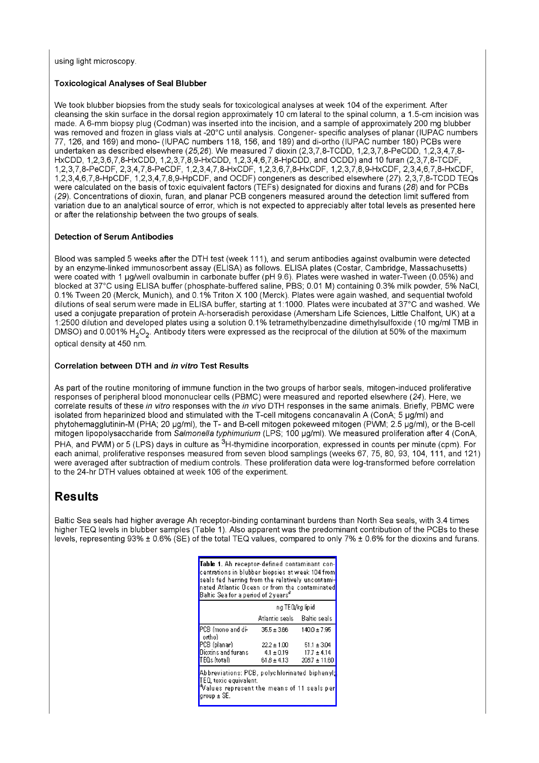using light microscopy.

### Toxicological Analyses of Seal Blubber

We took blubber biopsies from the study seals for toxicological analyses at week 104 of the experiment. After cleansing the skin surface in the dorsal region approximately 10 cm lateral to the spinal column, a 1.5-cm incision was made. A 6-mm biopsy plug (Codman) was inserted into the incision, and a sample of approximately 200 mg blubber was removed and frozen in glass vials at -20°C until analysis. Congener- specific analyses of planar (IUPAC numbers 77, 126, and 169) and mono- (IUPAC numbers 118, 156, and 189) and di-ortho (IUPAC number 180) PCBs were undertaken as described elsewhere (*25*,*26*). We measured 7 dioxin (2,3,7,8-TCDD, 1,2,3,7,8-PeCDD, 1,2,3,4,7,8-HxCDD, 1,2,3,6,7,8-HxCDD, 1,2,3,7,8,9-HxCDD, 1,2,3,4,6,7,8-HpCDD, and OCDD) and 10 furan (2,3,7,8-TCDF, 1,2,3,7,8-PeCDF, 2,3,4,7,8-PeCDF, 1,2,3,4,7,8-HxCDF, 1,2,3,6,7,8-HxCDF, 1,2,3,7,8,9-HxCDF, 2,3,4,6,7,8-HxCDF, 1,2,3,4,6,7,8-HpCDF, 1,2,3,4,7,8,9-HpCDF, and OCDF) congeners as described elsewhere (*27*). 2,3,7,8-TCDD TEQs were calculated on the basis of toxic equivalent factors (TEFs) designated for dioxins and furans (*28*) and for PCBs (*29*). Concentrations of dioxin, furan, and planar PCB congeners measured around the detection limit suffered from variation due to an analytical source of error, which is not expected to appreciably alter total levels as presented here or after the relationship between the two groups of seals.

### Detection of Serum Antibodies

Blood was sampled 5 weeks after the DTH test (week 111), and serum antibodies against ovalbumin were detected by an enzyme-linked immunosorbent assay (ELISA) as follows. ELISA plates (Costar, Cambridge, Massachusetts) were coated with 1 µg/well ovalbumin in carbonate buffer (pH 9.6). Plates were washed in water-Tween (0.05%) and blocked at 37°C using ELISA buffer (phosphate-buffered saline, PBS; 0.01 M) containing 0.3% milk powder, 5% NaCl, 0.1% Tween 20 (Merck, Munich), and 0.1% Triton X 100 (Merck). Plates were again washed, and sequential twofold dilutions of seal serum were made in ELISA buffer, starting at 1:1000. Plates were incubated at 37°C and washed. We used a conjugate preparation of protein A-horseradish peroxidase (Amersham Life Sciences, Little Chalfont, UK) at a 1:2500 dilution and developed plates using a solution 0.1% tetramethylbenzadine dimethylsulfoxide (10 mg/ml TMB in DMSO) and 0.001% $H_2O_2$. Antibody titers were expressed as the reciprocal of the dilution at 50% of the maximum optical density at 450 nm.

### Correlation between DTH and *in vitro* Test Results

As part of the routine monitoring of immune function in the two groups of harbor seals, mitogen-induced proliferative responses of peripheral blood mononuclear cells (PBMC) were measured and reported elsewhere (*24*). Here, we correlate results of these *in vitro* responses with the *in vivo* DTH responses in the same animals. Briefly, PBMC were isolated from heparinized blood and stimulated with the T-cell mitogens concanavalin A (ConA; 5 µg/ml) and phytohemagglutinin-M (PHA; 20 µg/ml), the T- and B-cell mitogen pokeweed mitogen (PWM; 2.5 µg/ml), or the B-cell mitogen lipopolysaccharide from *Salmonella typhimurium* (LPS; 100 µg/ml). We measured proliferation after 4 (ConA, PHA, and PWM) or 5 (LPS) days in culture as $^3$H-thymidine incorporation, expressed in counts per minute (cpm). For each animal, proliferative responses measured from seven blood samplings (weeks 67, 75, 80, 93, 104, 111, and 121) were averaged after subtraction of medium controls. These proliferation data were log-transformed before correlation to the 24-hr DTH values obtained at week 106 of the experiment.

## Results

Baltic Sea seals had higher average Ah receptor-binding contaminant burdens than North Sea seals, with 3.4 times higher TEQ levels in blubber samples (Table 1). Also apparent was the predominant contribution of the PCBs to these levels, representing 93% ± 0.6% (SE) of the total TEQ values, compared to only 7% ± 0.6% for the dioxins and furans.

**Table 1.** Ah receptor-defined contaminant concentrations in blubber biopsies at week 104 from seals fed herring from the relatively uncontaminated Atlantic Ocean or from the contaminated Baltic Sea for a period of 2 years[a]

| | ng TEQ/kg lipid | |
|---|---|---|
| | Atlantic seals | Baltic seals |
| PCB (mono and di-ortho) | 35.5 ± 3.66 | 140.0 ± 7.95 |
| PCB (planar) | 22.2 ± 1.00 | 51.1 ± 3.04 |
| Dioxins and furans | 4.1 ± 0.19 | 17.7 ± 4.14 |
| TEQs (total) | 61.8 ± 4.13 | 208.7 ± 11.60 |

Abbreviations: PCB, polychlorinated biphenyl; TEQ, toxic equivalent.
[a]Values represent the means of 11 seals per group ± SE.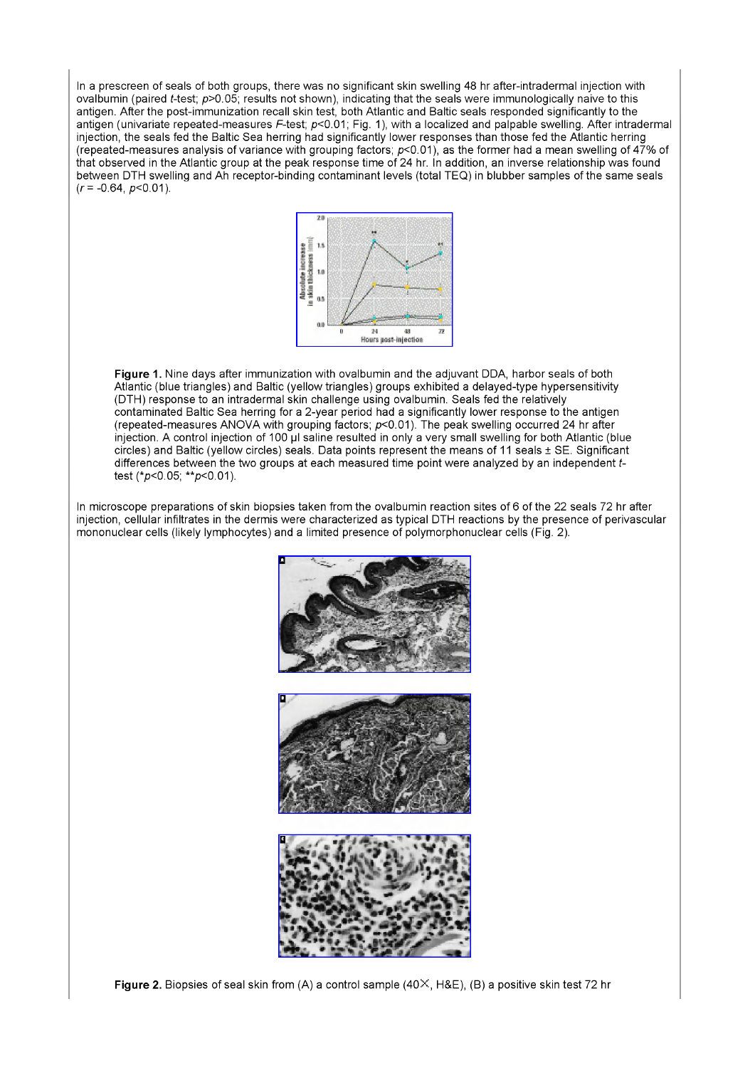In a prescreen of seals of both groups, there was no significant skin swelling 48 hr after-intradermal injection with ovalbumin (paired *t*-test; $p>0.05$; results not shown), indicating that the seals were immunologically naive to this antigen. After the post-immunization recall skin test, both Atlantic and Baltic seals responded significantly to the antigen (univariate repeated-measures *F*-test; $p<0.01$; Fig. 1), with a localized and palpable swelling. After intradermal injection, the seals fed the Baltic Sea herring had significantly lower responses than those fed the Atlantic herring (repeated-measures analysis of variance with grouping factors; $p<0.01$), as the former had a mean swelling of 47% of that observed in the Atlantic group at the peak response time of 24 hr. In addition, an inverse relationship was found between DTH swelling and Ah receptor-binding contaminant levels (total TEQ) in blubber samples of the same seals ($r = -0.64$, $p<0.01$).

**Figure 1.** Nine days after immunization with ovalbumin and the adjuvant DDA, harbor seals of both Atlantic (blue triangles) and Baltic (yellow triangles) groups exhibited a delayed-type hypersensitivity (DTH) response to an intradermal skin challenge using ovalbumin. Seals fed the relatively contaminated Baltic Sea herring for a 2-year period had a significantly lower response to the antigen (repeated-measures ANOVA with grouping factors; $p<0.01$). The peak swelling occurred 24 hr after injection. A control injection of 100 µl saline resulted in only a very small swelling for both Atlantic (blue circles) and Baltic (yellow circles) seals. Data points represent the means of 11 seals ± SE. Significant differences between the two groups at each measured time point were analyzed by an independent *t*-test (*$p<0.05$; **$p<0.01$).

In microscope preparations of skin biopsies taken from the ovalbumin reaction sites of 6 of the 22 seals 72 hr after injection, cellular infiltrates in the dermis were characterized as typical DTH reactions by the presence of perivascular mononuclear cells (likely lymphocytes) and a limited presence of polymorphonuclear cells (Fig. 2).

**Figure 2.** Biopsies of seal skin from (A) a control sample (40×, H&E), (B) a positive skin test 72 hr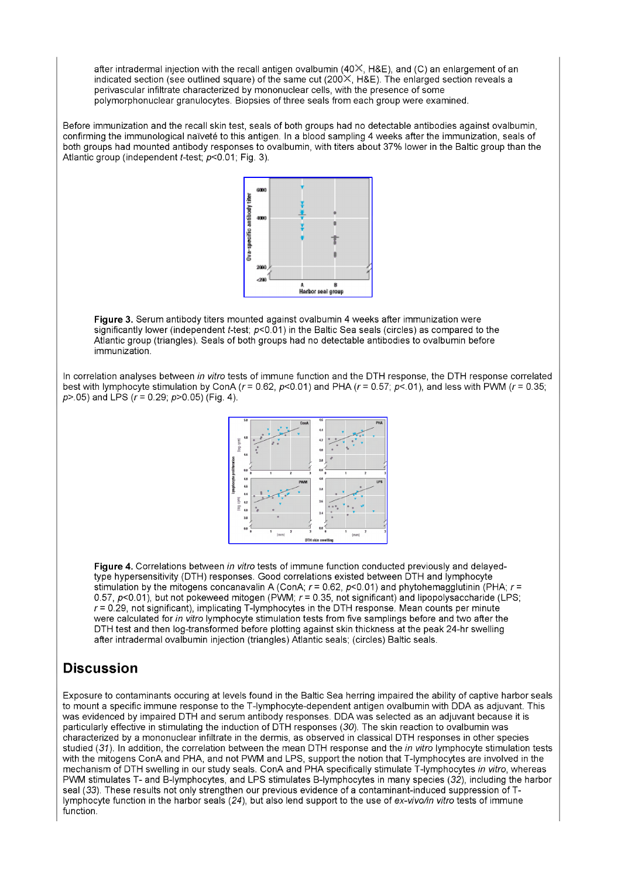after intradermal injection with the recall antigen ovalbumin (40×, H&E), and (C) an enlargement of an indicated section (see outlined square) of the same cut (200×, H&E). The enlarged section reveals a perivascular infiltrate characterized by mononuclear cells, with the presence of some polymorphonuclear granulocytes. Biopsies of three seals from each group were examined.

Before immunization and the recall skin test, seals of both groups had no detectable antibodies against ovalbumin, confirming the immunological naïveté to this antigen. In a blood sampling 4 weeks after the immunization, seals of both groups had mounted antibody responses to ovalbumin, with titers about 37% lower in the Baltic group than the Atlantic group (independent *t*-test; $p<0.01$; Fig. 3).

**Figure 3.** Serum antibody titers mounted against ovalbumin 4 weeks after immunization were significantly lower (independent *t*-test; $p<0.01$) in the Baltic Sea seals (circles) as compared to the Atlantic group (triangles). Seals of both groups had no detectable antibodies to ovalbumin before immunization.

In correlation analyses between *in vitro* tests of immune function and the DTH response, the DTH response correlated best with lymphocyte stimulation by ConA ($r = 0.62$, $p<0.01$) and PHA ($r = 0.57$; $p<.01$), and less with PWM ($r = 0.35$; $p>.05$) and LPS ($r = 0.29$; $p>0.05$) (Fig. 4).

**Figure 4.** Correlations between *in vitro* tests of immune function conducted previously and delayed-type hypersensitivity (DTH) responses. Good correlations existed between DTH and lymphocyte stimulation by the mitogens concanavalin A (ConA; $r = 0.62$, $p<0.01$) and phytohemagglutinin (PHA; $r = 0.57$, $p<0.01$), but not pokeweed mitogen (PWM; $r = 0.35$, not significant) and lipopolysaccharide (LPS; $r = 0.29$, not significant), implicating T-lymphocytes in the DTH response. Mean counts per minute were calculated for *in vitro* lymphocyte stimulation tests from five samplings before and two after the DTH test and then log-transformed before plotting against skin thickness at the peak 24-hr swelling after intradermal ovalbumin injection (triangles) Atlantic seals; (circles) Baltic seals.

## Discussion

Exposure to contaminants occuring at levels found in the Baltic Sea herring impaired the ability of captive harbor seals to mount a specific immune response to the T-lymphocyte-dependent antigen ovalbumin with DDA as adjuvant. This was evidenced by impaired DTH and serum antibody responses. DDA was selected as an adjuvant because it is particularly effective in stimulating the induction of DTH responses (*30*). The skin reaction to ovalbumin was characterized by a mononuclear infiltrate in the dermis, as observed in classical DTH responses in other species studied (*31*). In addition, the correlation between the mean DTH response and the *in vitro* lymphocyte stimulation tests with the mitogens ConA and PHA, and not PWM and LPS, support the notion that T-lymphocytes are involved in the mechanism of DTH swelling in our study seals. ConA and PHA specifically stimulate T-lymphocytes *in vitro*, whereas PWM stimulates T- and B-lymphocytes, and LPS stimulates B-lymphocytes in many species (*32*), including the harbor seal (*33*). These results not only strengthen our previous evidence of a contaminant-induced suppression of T-lymphocyte function in the harbor seals (*24*), but also lend support to the use of *ex-vivo/in vitro* tests of immune function.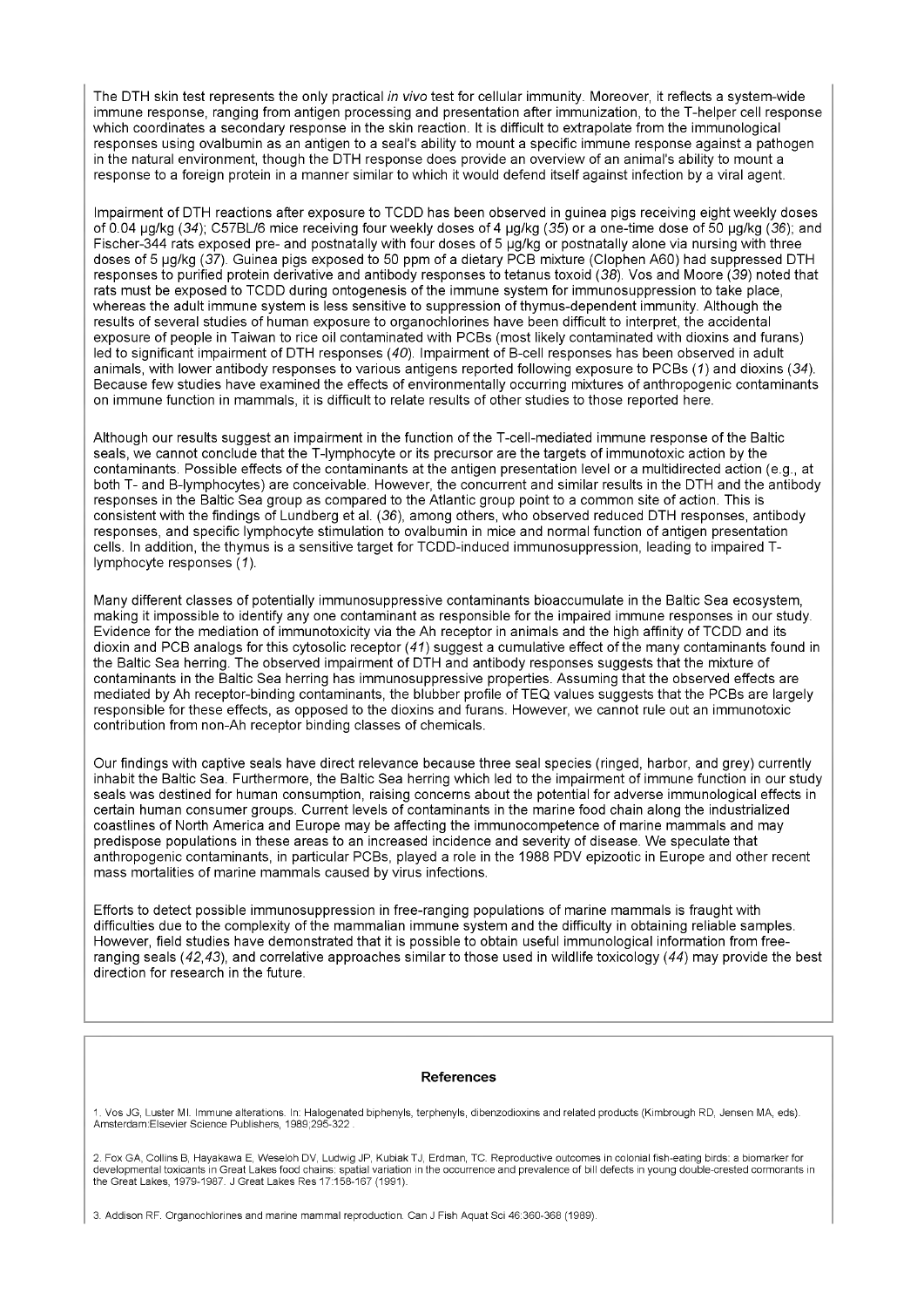The DTH skin test represents the only practical *in vivo* test for cellular immunity. Moreover, it reflects a system-wide immune response, ranging from antigen processing and presentation after immunization, to the T-helper cell response which coordinates a secondary response in the skin reaction. It is difficult to extrapolate from the immunological responses using ovalbumin as an antigen to a seal's ability to mount a specific immune response against a pathogen in the natural environment, though the DTH response does provide an overview of an animal's ability to mount a response to a foreign protein in a manner similar to which it would defend itself against infection by a viral agent.

Impairment of DTH reactions after exposure to TCDD has been observed in guinea pigs receiving eight weekly doses of 0.04 µg/kg (*34*); C57BL/6 mice receiving four weekly doses of 4 µg/kg (*35*) or a one-time dose of 50 µg/kg (*36*); and Fischer-344 rats exposed pre- and postnatally with four doses of 5 µg/kg or postnatally alone via nursing with three doses of 5 µg/kg (*37*). Guinea pigs exposed to 50 ppm of a dietary PCB mixture (Clophen A60) had suppressed DTH responses to purified protein derivative and antibody responses to tetanus toxoid (*38*). Vos and Moore (*39*) noted that rats must be exposed to TCDD during ontogenesis of the immune system for immunosuppression to take place, whereas the adult immune system is less sensitive to suppression of thymus-dependent immunity. Although the results of several studies of human exposure to organochlorines have been difficult to interpret, the accidental exposure of people in Taiwan to rice oil contaminated with PCBs (most likely contaminated with dioxins and furans) led to significant impairment of DTH responses (*40*). Impairment of B-cell responses has been observed in adult animals, with lower antibody responses to various antigens reported following exposure to PCBs (*1*) and dioxins (*34*). Because few studies have examined the effects of environmentally occurring mixtures of anthropogenic contaminants on immune function in mammals, it is difficult to relate results of other studies to those reported here.

Although our results suggest an impairment in the function of the T-cell-mediated immune response of the Baltic seals, we cannot conclude that the T-lymphocyte or its precursor are the targets of immunotoxic action by the contaminants. Possible effects of the contaminants at the antigen presentation level or a multidirected action (e.g., at both T- and B-lymphocytes) are conceivable. However, the concurrent and similar results in the DTH and the antibody responses in the Baltic Sea group as compared to the Atlantic group point to a common site of action. This is consistent with the findings of Lundberg et al. (*36*), among others, who observed reduced DTH responses, antibody responses, and specific lymphocyte stimulation to ovalbumin in mice and normal function of antigen presentation cells. In addition, the thymus is a sensitive target for TCDD-induced immunosuppression, leading to impaired T-lymphocyte responses (*1*).

Many different classes of potentially immunosuppressive contaminants bioaccumulate in the Baltic Sea ecosystem, making it impossible to identify any one contaminant as responsible for the impaired immune responses in our study. Evidence for the mediation of immunotoxicity via the Ah receptor in animals and the high affinity of TCDD and its dioxin and PCB analogs for this cytosolic receptor (*41*) suggest a cumulative effect of the many contaminants found in the Baltic Sea herring. The observed impairment of DTH and antibody responses suggests that the mixture of contaminants in the Baltic Sea herring has immunosuppressive properties. Assuming that the observed effects are mediated by Ah receptor-binding contaminants, the blubber profile of TEQ values suggests that the PCBs are largely responsible for these effects, as opposed to the dioxins and furans. However, we cannot rule out an immunotoxic contribution from non-Ah receptor binding classes of chemicals.

Our findings with captive seals have direct relevance because three seal species (ringed, harbor, and grey) currently inhabit the Baltic Sea. Furthermore, the Baltic Sea herring which led to the impairment of immune function in our study seals was destined for human consumption, raising concerns about the potential for adverse immunological effects in certain human consumer groups. Current levels of contaminants in the marine food chain along the industrialized coastlines of North America and Europe may be affecting the immunocompetence of marine mammals and may predispose populations in these areas to an increased incidence and severity of disease. We speculate that anthropogenic contaminants, in particular PCBs, played a role in the 1988 PDV epizootic in Europe and other recent mass mortalities of marine mammals caused by virus infections.

Efforts to detect possible immunosuppression in free-ranging populations of marine mammals is fraught with difficulties due to the complexity of the mammalian immune system and the difficulty in obtaining reliable samples. However, field studies have demonstrated that it is possible to obtain useful immunological information from free-ranging seals (*42,43*), and correlative approaches similar to those used in wildlife toxicology (*44*) may provide the best direction for research in the future.

## References

1. Vos JG, Luster MI. Immune alterations. In: Halogenated biphenyls, terphenyls, dibenzodioxins and related products (Kimbrough RD, Jensen MA, eds). Amsterdam:Elsevier Science Publishers, 1989;295-322 .

2. Fox GA, Collins B, Hayakawa E, Weseloh DV, Ludwig JP, Kubiak TJ, Erdman, TC. Reproductive outcomes in colonial fish-eating birds: a biomarker for developmental toxicants in Great Lakes food chains: spatial variation in the occurrence and prevalence of bill defects in young double-crested cormorants in the Great Lakes, 1979-1987. J Great Lakes Res 17:158-167 (1991).

3. Addison RF. Organochlorines and marine mammal reproduction. Can J Fish Aquat Sci 46:360-368 (1989).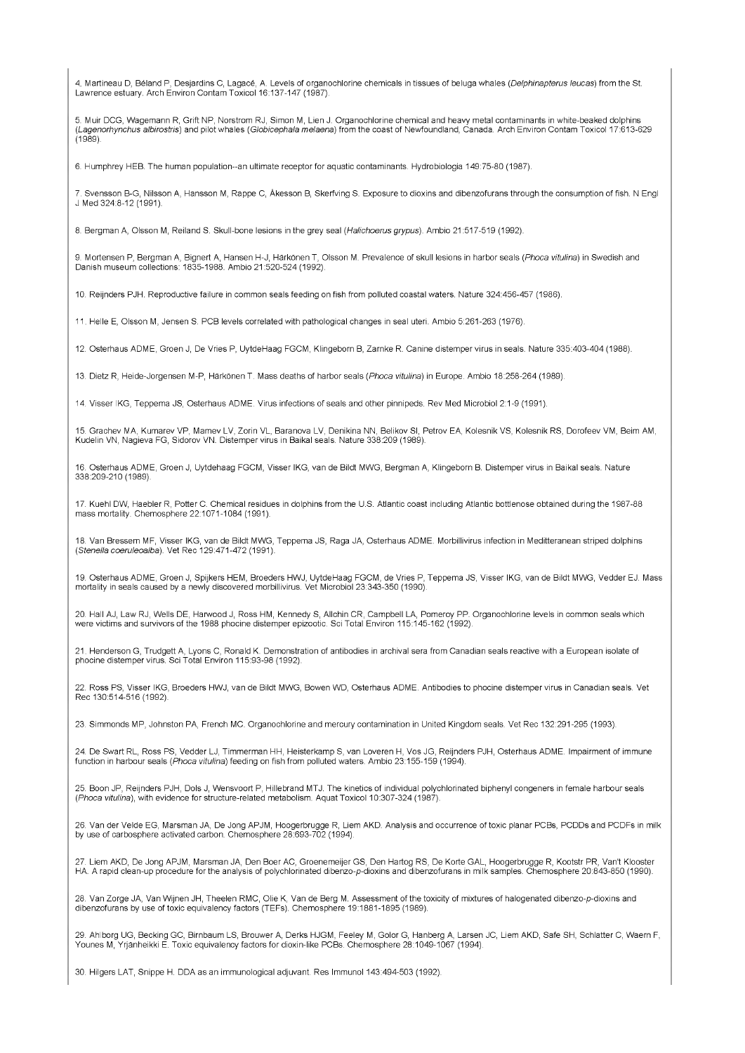4. Martineau D, Béland P, Desjardins C, Lagacé, A. Levels of organochlorine chemicals in tissues of beluga whales (*Delphinapterus leucas*) from the St. Lawrence estuary. Arch Environ Contam Toxicol 16:137-147 (1987).

5. Muir DCG, Wagemann R, Grift NP, Norstrom RJ, Simon M, Lien J. Organochlorine chemical and heavy metal contaminants in white-beaked dolphins (*Lagenorhynchus albirostris*) and pilot whales (*Globicephala melaena*) from the coast of Newfoundland, Canada. Arch Environ Contam Toxicol 17:613-629 (1989).

6. Humphrey HEB. The human population--an ultimate receptor for aquatic contaminants. Hydrobiologia 149:75-80 (1987).

7. Svensson B-G, Nilsson A, Hansson M, Rappe C, Åkesson B, Skerfving S. Exposure to dioxins and dibenzofurans through the consumption of fish. N Engl J Med 324:8-12 (1991).

8. Bergman A, Olsson M, Reiland S. Skull-bone lesions in the grey seal (*Halichoerus grypus*). Ambio 21:517-519 (1992).

9. Mortensen P, Bergman A, Bignert A, Hansen H-J, Härkönen T, Olsson M. Prevalence of skull lesions in harbor seals (*Phoca vitulina*) in Swedish and Danish museum collections: 1835-1988. Ambio 21:520-524 (1992).

10. Reijnders PJH. Reproductive failure in common seals feeding on fish from polluted coastal waters. Nature 324:456-457 (1986).

11. Helle E, Olsson M, Jensen S. PCB levels correlated with pathological changes in seal uteri. Ambio 5:261-263 (1976).

12. Osterhaus ADME, Groen J, De Vries P, UytdeHaag FGCM, Klingeborn B, Zarnke R. Canine distemper virus in seals. Nature 335:403-404 (1988).

13. Dietz R, Heide-Jorgensen M-P, Härkönen T. Mass deaths of harbor seals (*Phoca vitulina*) in Europe. Ambio 18:258-264 (1989).

14. Visser IKG, Teppema JS, Osterhaus ADME. Virus infections of seals and other pinnipeds. Rev Med Microbiol 2:1-9 (1991).

15. Grachev MA, Kumarev VP, Mamev LV, Zorin VL, Baranova LV, Denikina NN, Belikov SI, Petrov EA, Kolesnik VS, Kolesnik RS, Dorofeev VM, Beim AM, Kudelin VN, Nagieva FG, Sidorov VN. Distemper virus in Baikal seals. Nature 338:209 (1989).

16. Osterhaus ADME, Groen J, Uytdehaag FGCM, Visser IKG, van de Bildt MWG, Bergman A, Klingeborn B. Distemper virus in Baikal seals. Nature 338:209-210 (1989).

17. Kuehl DW, Haebler R, Potter C. Chemical residues in dolphins from the U.S. Atlantic coast including Atlantic bottlenose obtained during the 1987-88 mass mortality. Chemosphere 22:1071-1084 (1991).

18. Van Bressem MF, Visser IKG, van de Bildt MWG, Teppema JS, Raga JA, Osterhaus ADME. Morbillivirus infection in Mediterranean striped dolphins (*Stenella coeruleoalba*). Vet Rec 129:471-472 (1991).

19. Osterhaus ADME, Groen J, Spijkers HEM, Broeders HWJ, UytdeHaag FGCM, de Vries P, Teppema JS, Visser IKG, van de Bildt MWG, Vedder EJ. Mass mortality in seals caused by a newly discovered morbillivirus. Vet Microbiol 23:343-350 (1990).

20. Hall AJ, Law RJ, Wells DE, Harwood J, Ross HM, Kennedy S, Allchin CR, Campbell LA, Pomeroy PP. Organochlorine levels in common seals which were victims and survivors of the 1988 phocine distemper epizootic. Sci Total Environ 115:145-162 (1992).

21. Henderson G, Trudgett A, Lyons C, Ronald K. Demonstration of antibodies in archival sera from Canadian seals reactive with a European isolate of phocine distemper virus. Sci Total Environ 115:93-98 (1992).

22. Ross PS, Visser IKG, Broeders HWJ, van de Bildt MWG, Bowen WD, Osterhaus ADME. Antibodies to phocine distemper virus in Canadian seals. Vet Rec 130:514-516 (1992).

23. Simmonds MP, Johnston PA, French MC. Organochlorine and mercury contamination in United Kingdom seals. Vet Rec 132:291-295 (1993).

24. De Swart RL, Ross PS, Vedder LJ, Timmerman HH, Heisterkamp S, van Loveren H, Vos JG, Reijnders PJH, Osterhaus ADME. Impairment of immune function in harbour seals (*Phoca vitulina*) feeding on fish from polluted waters. Ambio 23:155-159 (1994).

25. Boon JP, Reijnders PJH, Dols J, Wensvoort P, Hillebrand MTJ. The kinetics of individual polychlorinated biphenyl congeners in female harbour seals (*Phoca vitulina*), with evidence for structure-related metabolism. Aquat Toxicol 10:307-324 (1987).

26. Van der Velde EG, Marsman JA, De Jong APJM, Hoogerbrugge R, Liem AKD. Analysis and occurrence of toxic planar PCBs, PCDDs and PCDFs in milk by use of carbosphere activated carbon. Chemosphere 28:693-702 (1994).

27. Liem AKD, De Jong APJM, Marsman JA, Den Boer AC, Groenemeijer GS, Den Hartog RS, De Korte GAL, Hoogerbrugge R, Kootstr PR, Van't Klooster HA. A rapid clean-up procedure for the analysis of polychlorinated dibenzo-*p*-dioxins and dibenzofurans in milk samples. Chemosphere 20:843-850 (1990).

28. Van Zorge JA, Van Wijnen JH, Theelen RMC, Olie K, Van de Berg M. Assessment of the toxicity of mixtures of halogenated dibenzo-*p*-dioxins and dibenzofurans by use of toxic equivalency factors (TEFs). Chemosphere 19:1881-1895 (1989).

29. Ahlborg UG, Becking GC, Birnbaum LS, Brouwer A, Derks HJGM, Feeley M, Golor G, Hanberg A, Larsen JC, Liem AKD, Safe SH, Schlatter C, Waern F, Younes M, Yrjänheikki E. Toxic equivalency factors for dioxin-like PCBs. Chemosphere 28:1049-1067 (1994).

30. Hilgers LAT, Snippe H. DDA as an immunological adjuvant. Res Immunol 143:494-503 (1992).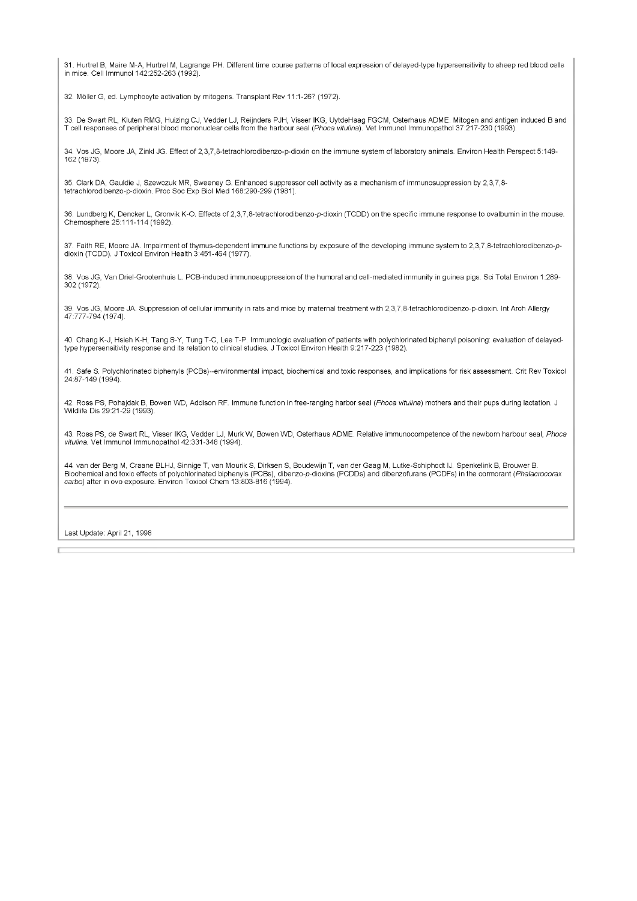31. Hurtrel B, Maire M-A, Hurtrel M, Lagrange PH. Different time course patterns of local expression of delayed-type hypersensitivity to sheep red blood cells in mice. Cell Immunol 142:252-263 (1992).

32. Möller G, ed. Lymphocyte activation by mitogens. Transplant Rev 11:1-267 (1972).

33. De Swart RL, Kluten RMG, Huizing CJ, Vedder LJ, Reijnders PJH, Visser IKG, UytdeHaag FGCM, Osterhaus ADME. Mitogen and antigen induced B and T cell responses of peripheral blood mononuclear cells from the harbour seal (*Phoca vitulina*). Vet Immunol Immunopathol 37:217-230 (1993).

34. Vos JG, Moore JA, Zinkl JG. Effect of 2,3,7,8-tetrachlorodibenzo-p-dioxin on the immune system of laboratory animals. Environ Health Perspect 5:149-162 (1973).

35. Clark DA, Gauldie J, Szewczuk MR, Sweeney G. Enhanced suppressor cell activity as a mechanism of immunosuppression by 2,3,7,8-tetrachlorodibenzo-p-dioxin. Proc Soc Exp Biol Med 168:290-299 (1981).

36. Lundberg K, Dencker L, Gronvik K-O. Effects of 2,3,7,8-tetrachlorodibenzo-*p*-dioxin (TCDD) on the specific immune response to ovalbumin in the mouse. Chemosphere 25:111-114 (1992).

37. Faith RE, Moore JA. Impairment of thymus-dependent immune functions by exposure of the developing immune system to 2,3,7,8-tetrachlorodibenzo-*p*-dioxin (TCDD). J Toxicol Environ Health 3:451-464 (1977).

38. Vos JG, Van Driel-Grootenhuis L. PCB-induced immunosuppression of the humoral and cell-mediated immunity in guinea pigs. Sci Total Environ 1:289-302 (1972).

39. Vos JG, Moore JA. Suppression of cellular immunity in rats and mice by maternal treatment with 2,3,7,8-tetrachlorodibenzo-p-dioxin. Int Arch Allergy 47:777-794 (1974).

40. Chang K-J, Hsieh K-H, Tang S-Y, Tung T-C, Lee T-P. Immunologic evaluation of patients with polychlorinated biphenyl poisoning: evaluation of delayed-type hypersensitivity response and its relation to clinical studies. J Toxicol Environ Health 9:217-223 (1982).

41. Safe S. Polychlorinated biphenyls (PCBs)--environmental impact, biochemical and toxic responses, and implications for risk assessment. Crit Rev Toxicol 24:87-149 (1994).

42. Ross PS, Pohajdak B, Bowen WD, Addison RF. Immune function in free-ranging harbor seal (*Phoca vitulina*) mothers and their pups during lactation. J Wildlife Dis 29:21-29 (1993).

43. Ross PS, de Swart RL, Visser IKG, Vedder LJ, Murk W, Bowen WD, Osterhaus ADME. Relative immunocompetence of the newborn harbour seal, *Phoca vitulina*. Vet Immunol Immunopathol 42:331-348 (1994).

44. van der Berg M, Craane BLHJ, Sinnige T, van Mourik S, Dirksen S, Boudewijn T, van der Gaag M, Lutke-Schiphodt IJ, Spenkelink B, Brouwer B. Biochemical and toxic effects of polychlorinated biphenyls (PCBs), dibenzo-*p*-dioxins (PCDDs) and dibenzofurans (PCDFs) in the cormorant (*Phalacrocorax carbo*) after in ovo exposure. Environ Toxicol Chem 13:803-816 (1994).

---

Last Update: April 21, 1998